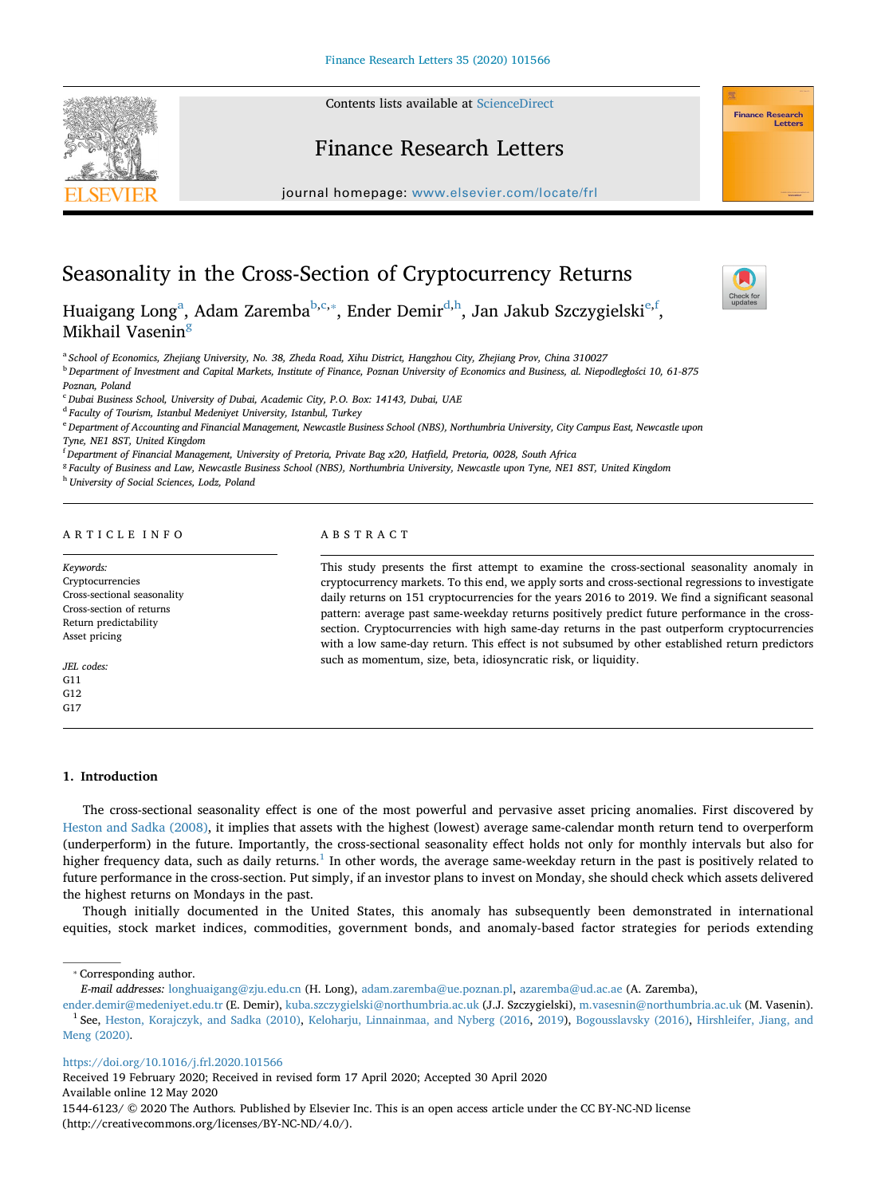# Seasonality in the Cross-Section of Cryptocurrency Returns

Huaigang Long[a], Adam Zaremba[b,c,*], Ender Demir[d,h], Jan Jakub Szczygielski[e,f], Mikhail Vasenin[g]

[a] School of Economics, Zhejiang University, No. 38, Zheda Road, Xihu District, Hangzhou City, Zhejiang Prov, China 310027

[b] Department of Investment and Capital Markets, Institute of Finance, Poznan University of Economics and Business, al. Niepodległości 10, 61-875 Poznan, Poland

[c] Dubai Business School, University of Dubai, Academic City, P.O. Box: 14143, Dubai, UAE

[d] Faculty of Tourism, Istanbul Medeniyet University, Istanbul, Turkey

[e] Department of Accounting and Financial Management, Newcastle Business School (NBS), Northumbria University, City Campus East, Newcastle upon Tyne, NE1 8ST, United Kingdom

[f] Department of Financial Management, University of Pretoria, Private Bag x20, Hatfield, Pretoria, 0028, South Africa

[g] Faculty of Business and Law, Newcastle Business School (NBS), Northumbria University, Newcastle upon Tyne, NE1 8ST, United Kingdom

[h] University of Social Sciences, Lodz, Poland

## ARTICLE INFO

*Keywords:*
Cryptocurrencies
Cross-sectional seasonality
Cross-section of returns
Return predictability
Asset pricing

*JEL codes:*
G11
G12
G17

## ABSTRACT

This study presents the first attempt to examine the cross-sectional seasonality anomaly in cryptocurrency markets. To this end, we apply sorts and cross-sectional regressions to investigate daily returns on 151 cryptocurrencies for the years 2016 to 2019. We find a significant seasonal pattern: average past same-weekday returns positively predict future performance in the cross-section. Cryptocurrencies with high same-day returns in the past outperform cryptocurrencies with a low same-day return. This effect is not subsumed by other established return predictors such as momentum, size, beta, idiosyncratic risk, or liquidity.

## 1. Introduction

The cross-sectional seasonality effect is one of the most powerful and pervasive asset pricing anomalies. First discovered by Heston and Sadka (2008), it implies that assets with the highest (lowest) average same-calendar month return tend to overperform (underperform) in the future. Importantly, the cross-sectional seasonality effect holds not only for monthly intervals but also for higher frequency data, such as daily returns.[1] In other words, the average same-weekday return in the past is positively related to future performance in the cross-section. Put simply, if an investor plans to invest on Monday, she should check which assets delivered the highest returns on Mondays in the past.

Though initially documented in the United States, this anomaly has subsequently been demonstrated in international equities, stock market indices, commodities, government bonds, and anomaly-based factor strategies for periods extending

---

* Corresponding author.
*E-mail addresses:* longhuaigang@zju.edu.cn (H. Long), adam.zaremba@ue.poznan.pl, azaremba@ud.ac.ae (A. Zaremba), ender.demir@medeniyet.edu.tr (E. Demir), kuba.szczygielski@northumbria.ac.uk (J.J. Szczygielski), m.vasesnin@northumbria.ac.uk (M. Vasenin).

[1] See, Heston, Korajczyk, and Sadka (2010), Keloharju, Linnainmaa, and Nyberg (2016, 2019), Bogousslavsky (2016), Hirshleifer, Jiang, and Meng (2020).

https://doi.org/10.1016/j.frl.2020.101566
Received 19 February 2020; Received in revised form 17 April 2020; Accepted 30 April 2020
Available online 12 May 2020
1544-6123/ © 2020 The Authors. Published by Elsevier Inc. This is an open access article under the CC BY-NC-ND license (http://creativecommons.org/licenses/BY-NC-ND/4.0/).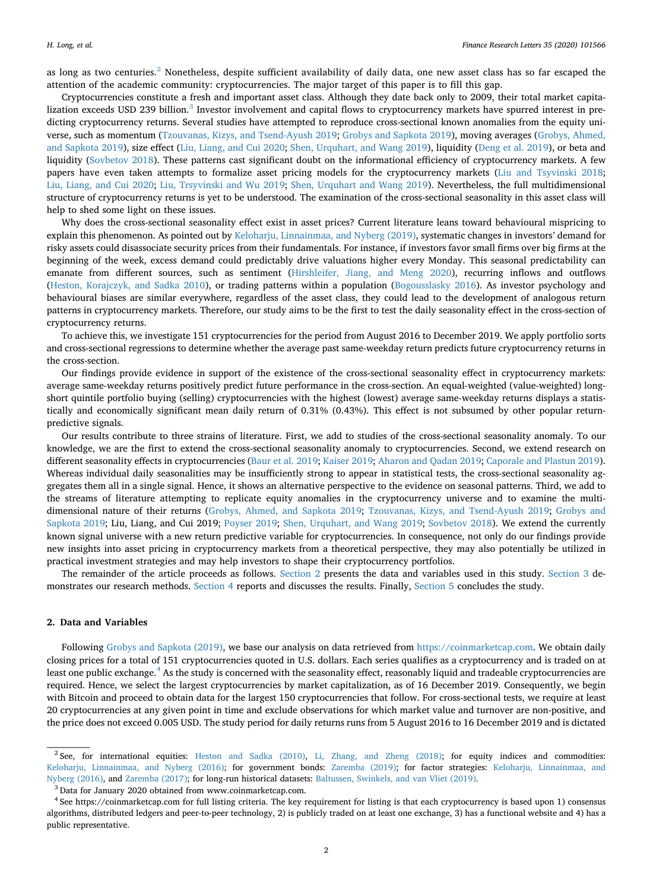as long as two centuries.[2] Nonetheless, despite sufficient availability of daily data, one new asset class has so far escaped the attention of the academic community: cryptocurrencies. The major target of this paper is to fill this gap.

Cryptocurrencies constitute a fresh and important asset class. Although they date back only to 2009, their total market capitalization exceeds USD 239 billion.[3] Investor involvement and capital flows to cryptocurrency markets have spurred interest in predicting cryptocurrency returns. Several studies have attempted to reproduce cross-sectional known anomalies from the equity universe, such as momentum (Tzouvanas, Kizys, and Tsend-Ayush 2019; Grobys and Sapkota 2019), moving averages (Grobys, Ahmed, and Sapkota 2019), size effect (Liu, Liang, and Cui 2020; Shen, Urquhart, and Wang 2019), liquidity (Deng et al. 2019), or beta and liquidity (Sovbetov 2018). These patterns cast significant doubt on the informational efficiency of cryptocurrency markets. A few papers have even taken attempts to formalize asset pricing models for the cryptocurrency markets (Liu and Tsyvinski 2018; Liu, Liang, and Cui 2020; Liu, Trsyvinski and Wu 2019; Shen, Urquhart, and Wang 2019). Nevertheless, the full multidimensional structure of cryptocurrency returns is yet to be understood. The examination of the cross-sectional seasonality in this asset class will help to shed some light on these issues.

Why does the cross-sectional seasonality effect exist in asset prices? Current literature leans toward behavioural mispricing to explain this phenomenon. As pointed out by Keloharju, Linnainmaa, and Nyberg (2019), systematic changes in investors' demand for risky assets could disassociate security prices from their fundamentals. For instance, if investors favor small firms over big firms at the beginning of the week, excess demand could predictably drive valuations higher every Monday. This seasonal predictability can emanate from different sources, such as sentiment (Hirshleifer, Jiang, and Meng 2020), recurring inflows and outflows (Heston, Korajczyk, and Sadka 2010), or trading patterns within a population (Bogousslasky 2016). As investor psychology and behavioural biases are similar everywhere, regardless of the asset class, they could lead to the development of analogous return patterns in cryptocurrency markets. Therefore, our study aims to be the first to test the daily seasonality effect in the cross-section of cryptocurrency returns.

To achieve this, we investigate 151 cryptocurrencies for the period from August 2016 to December 2019. We apply portfolio sorts and cross-sectional regressions to determine whether the average past same-weekday return predicts future cryptocurrency returns in the cross-section.

Our findings provide evidence in support of the existence of the cross-sectional seasonality effect in cryptocurrency markets: average same-weekday returns positively predict future performance in the cross-section. An equal-weighted (value-weighted) long-short quintile portfolio buying (selling) cryptocurrencies with the highest (lowest) average same-weekday returns displays a statistically and economically significant mean daily return of 0.31% (0.43%). This effect is not subsumed by other popular return-predictive signals.

Our results contribute to three strains of literature. First, we add to studies of the cross-sectional seasonality anomaly. To our knowledge, we are the first to extend the cross-sectional seasonality anomaly to cryptocurrencies. Second, we extend research on different seasonality effects in cryptocurrencies (Baur et al. 2019; Kaiser 2019; Aharon and Qadan 2019; Caporale and Plastun 2019). Whereas individual daily seasonalities may be insufficiently strong to appear in statistical tests, the cross-sectional seasonality aggregates them all in a single signal. Hence, it shows an alternative perspective to the evidence on seasonal patterns. Third, we add to the streams of literature attempting to replicate equity anomalies in the cryptocurrency universe and to examine the multidimensional nature of their returns (Grobys, Ahmed, and Sapkota 2019; Tzouvanas, Kizys, and Tsend-Ayush 2019; Grobys and Sapkota 2019; Liu, Liang, and Cui 2019; Poyser 2019; Shen, Urquhart, and Wang 2019; Sovbetov 2018). We extend the currently known signal universe with a new return predictive variable for cryptocurrencies. In consequence, not only do our findings provide new insights into asset pricing in cryptocurrency markets from a theoretical perspective, they may also potentially be utilized in practical investment strategies and may help investors to shape their cryptocurrency portfolios.

The remainder of the article proceeds as follows. Section 2 presents the data and variables used in this study. Section 3 demonstrates our research methods. Section 4 reports and discusses the results. Finally, Section 5 concludes the study.

## 2. Data and Variables

Following Grobys and Sapkota (2019), we base our analysis on data retrieved from https://coinmarketcap.com. We obtain daily closing prices for a total of 151 cryptocurrencies quoted in U.S. dollars. Each series qualifies as a cryptocurrency and is traded on at least one public exchange.[4] As the study is concerned with the seasonality effect, reasonably liquid and tradeable cryptocurrencies are required. Hence, we select the largest cryptocurrencies by market capitalization, as of 16 December 2019. Consequently, we begin with Bitcoin and proceed to obtain data for the largest 150 cryptocurrencies that follow. For cross-sectional tests, we require at least 20 cryptocurrencies at any given point in time and exclude observations for which market value and turnover are non-positive, and the price does not exceed 0.005 USD. The study period for daily returns runs from 5 August 2016 to 16 December 2019 and is dictated

[2] See, for international equities: Heston and Sadka (2010), Li, Zhang, and Zheng (2018); for equity indices and commodities: Keloharju, Linnainmaa, and Nyberg (2016); for government bonds: Zaremba (2019); for factor strategies: Keloharju, Linnainmaa, and Nyberg (2016), and Zaremba (2017); for long-run historical datasets: Baltussen, Swinkels, and van Vliet (2019).

[3] Data for January 2020 obtained from www.coinmarketcap.com.

[4] See https://coinmarketcap.com for full listing criteria. The key requirement for listing is that each cryptocurrency is based upon 1) consensus algorithms, distributed ledgers and peer-to-peer technology, 2) is publicly traded on at least one exchange, 3) has a functional website and 4) has a public representative.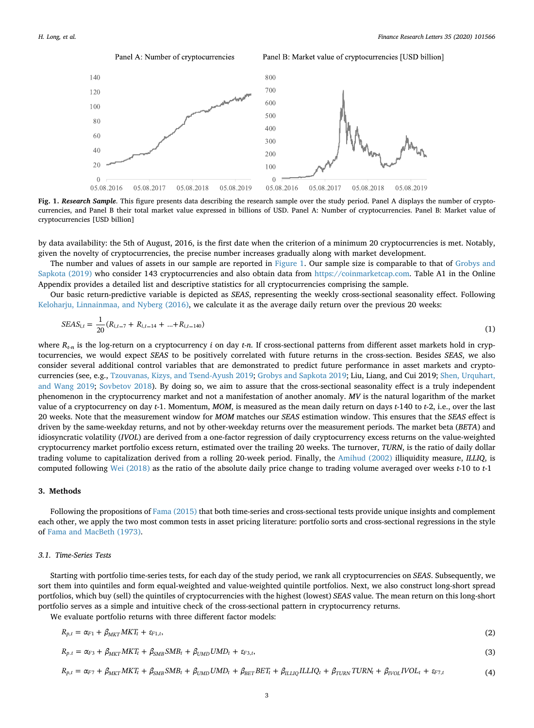Panel A: Number of cryptocurrencies

140
120
100
80
60
40
20
0
05.08.2016 05.08.2017 05.08.2018 05.08.2019

Panel B: Market value of cryptocurrencies [USD billion]

800
700
600
500
400
300
200
100
0
05.08.2016 05.08.2017 05.08.2018 05.08.2019

**Fig. 1.** ***Research Sample***. This figure presents data describing the research sample over the study period. Panel A displays the number of cryptocurrencies, and Panel B their total market value expressed in billions of USD. Panel A: Number of cryptocurrencies. Panel B: Market value of cryptocurrencies [USD billion]

by data availability: the 5th of August, 2016, is the first date when the criterion of a minimum 20 cryptocurrencies is met. Notably, given the novelty of cryptocurrencies, the precise number increases gradually along with market development.

The number and values of assets in our sample are reported in Figure 1. Our sample size is comparable to that of Grobys and Sapkota (2019) who consider 143 cryptocurrencies and also obtain data from https://coinmarketcap.com. Table A1 in the Online Appendix provides a detailed list and descriptive statistics for all cryptocurrencies comprising the sample.

Our basic return-predictive variable is depicted as *SEAS*, representing the weekly cross-sectional seasonality effect. Following Keloharju, Linnainmaa, and Nyberg (2016), we calculate it as the average daily return over the previous 20 weeks:

$$SEAS_{i,t} = \frac{1}{20}(R_{i,t-7} + R_{i,t-14} + ...+R_{i,t-140}) \tag{1}$$

where $R_{t\text{-}n}$ is the log-return on a cryptocurrency *i* on day *t-n*. If cross-sectional patterns from different asset markets hold in cryptocurrencies, we would expect *SEAS* to be positively correlated with future returns in the cross-section. Besides *SEAS*, we also consider several additional control variables that are demonstrated to predict future performance in asset markets and cryptocurrencies (see, e.g., Tzouvanas, Kizys, and Tsend-Ayush 2019; Grobys and Sapkota 2019; Liu, Liang, and Cui 2019; Shen, Urquhart, and Wang 2019; Sovbetov 2018). By doing so, we aim to assure that the cross-sectional seasonality effect is a truly independent phenomenon in the cryptocurrency market and not a manifestation of another anomaly. *MV* is the natural logarithm of the market value of a cryptocurrency on day *t*-1. Momentum, *MOM*, is measured as the mean daily return on days *t*-140 to *t*-2, i.e., over the last 20 weeks. Note that the measurement window for *MOM* matches our *SEAS* estimation window. This ensures that the *SEAS* effect is driven by the same-weekday returns, and not by other-weekday returns over the measurement periods. The market beta (*BETA*) and idiosyncratic volatility (*IVOL*) are derived from a one-factor regression of daily cryptocurrency excess returns on the value-weighted cryptocurrency market portfolio excess return, estimated over the trailing 20 weeks. The turnover, *TURN*, is the ratio of daily dollar trading volume to capitalization derived from a rolling 20-week period. Finally, the Amihud (2002) illiquidity measure, *ILLIQ*, is computed following Wei (2018) as the ratio of the absolute daily price change to trading volume averaged over weeks *t*-10 to *t*-1

## 3. Methods

Following the propositions of Fama (2015) that both time-series and cross-sectional tests provide unique insights and complement each other, we apply the two most common tests in asset pricing literature: portfolio sorts and cross-sectional regressions in the style of Fama and MacBeth (1973).

### 3.1. Time-Series Tests

Starting with portfolio time-series tests, for each day of the study period, we rank all cryptocurrencies on *SEAS*. Subsequently, we sort them into quintiles and form equal-weighted and value-weighted quintile portfolios. Next, we also construct long-short spread portfolios, which buy (sell) the quintiles of cryptocurrencies with the highest (lowest) *SEAS* value. The mean return on this long-short portfolio serves as a simple and intuitive check of the cross-sectional pattern in cryptocurrency returns.

We evaluate portfolio returns with three different factor models:

$$R_{p,t} = \alpha_{F1} + \beta_{MKT}MKT_t + \varepsilon_{F1,t}, \tag{2}$$

$$R_{p.t} = \alpha_{F3} + \beta_{MKT}MKT_t + \beta_{SMB}SMB_t + \beta_{UMD}UMD_t + \varepsilon_{F3,t}, \tag{3}$$

$$R_{p.t} = \alpha_{F7} + \beta_{MKT}MKT_t + \beta_{SMB}SMB_t + \beta_{UMD}UMD_t + \beta_{BET}BET_t + \beta_{ILLIQ}ILLIQ_t + \beta_{TURN}TURN_t + \beta_{IVOL}IVOL_t + \varepsilon_{F7,t} \tag{4}$$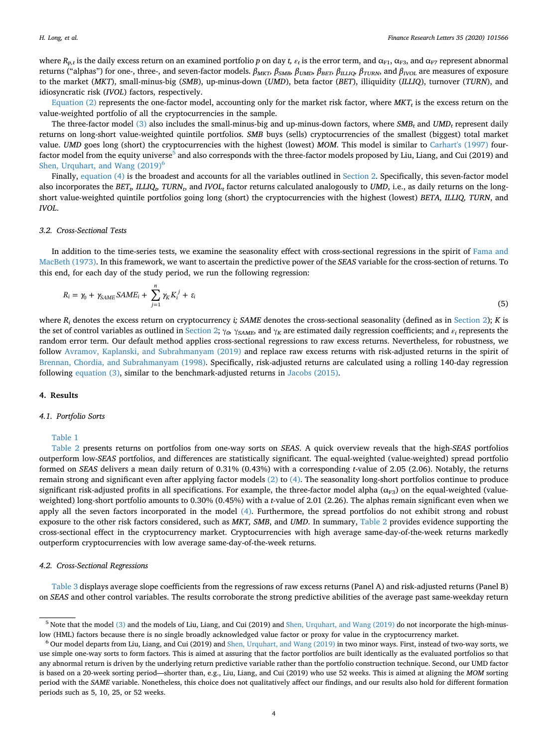where $R_{p,t}$ is the daily excess return on an examined portfolio $p$ on day $t$, $\varepsilon_t$ is the error term, and $\alpha_{F1}$, $\alpha_{F3}$, and $\alpha_{F7}$ represent abnormal returns ("alphas") for one-, three-, and seven-factor models. $\beta_{MKT}$, $\beta_{SMB}$, $\beta_{UMD}$, $\beta_{BET}$, $\beta_{ILLIQ}$, $\beta_{TURN}$, and $\beta_{IVOL}$ are measures of exposure to the market (*MKT*), small-minus-big (*SMB*), up-minus-down (*UMD*), beta factor (*BET*), illiquidity (*ILLIQ*), turnover (*TURN*), and idiosyncratic risk (*IVOL*) factors, respectively.

Equation (2) represents the one-factor model, accounting only for the market risk factor, where $MKT_t$ is the excess return on the value-weighted portfolio of all the cryptocurrencies in the sample.

The three-factor model (3) also includes the small-minus-big and up-minus-down factors, where $SMB_t$ and $UMD_t$ represent daily returns on long-short value-weighted quintile portfolios. *SMB* buys (sells) cryptocurrencies of the smallest (biggest) total market value. *UMD* goes long (short) the cryptocurrencies with the highest (lowest) *MOM*. This model is similar to Carhart's (1997) four-factor model from the equity universe[5] and also corresponds with the three-factor models proposed by Liu, Liang, and Cui (2019) and Shen, Urquhart, and Wang (2019)[6]

Finally, equation (4) is the broadest and accounts for all the variables outlined in Section 2. Specifically, this seven-factor model also incorporates the $BET_t$, $ILLIQ_t$, $TURN_t$, and $IVOL_t$ factor returns calculated analogously to *UMD*, i.e., as daily returns on the long-short value-weighted quintile portfolios going long (short) the cryptocurrencies with the highest (lowest) *BETA, ILLIQ, TURN*, and *IVOL*.

### 3.2. Cross-Sectional Tests

In addition to the time-series tests, we examine the seasonality effect with cross-sectional regressions in the spirit of Fama and MacBeth (1973). In this framework, we want to ascertain the predictive power of the *SEAS* variable for the cross-section of returns. To this end, for each day of the study period, we run the following regression:

$$R_i = \gamma_0 + \gamma_{SAME} SAME_i + \sum_{j=1}^{n} \gamma_K K_i^j + \varepsilon_i \tag{5}$$

where $R_i$ denotes the excess return on cryptocurrency $i$; *SAME* denotes the cross-sectional seasonality (defined as in Section 2); $K$ is the set of control variables as outlined in Section 2; $\gamma_0$, $\gamma_{SAME}$, and $\gamma_K$ are estimated daily regression coefficients; and $\varepsilon_i$ represents the random error term. Our default method applies cross-sectional regressions to raw excess returns. Nevertheless, for robustness, we follow Avramov, Kaplanski, and Subrahmanyam (2019) and replace raw excess returns with risk-adjusted returns in the spirit of Brennan, Chordia, and Subrahmanyam (1998). Specifically, risk-adjusted returns are calculated using a rolling 140-day regression following equation (3), similar to the benchmark-adjusted returns in Jacobs (2015).

## 4. Results

### 4.1. Portfolio Sorts

Table 1

Table 2 presents returns on portfolios from one-way sorts on *SEAS*. A quick overview reveals that the high-*SEAS* portfolios outperform low-*SEAS* portfolios, and differences are statistically significant. The equal-weighted (value-weighted) spread portfolio formed on *SEAS* delivers a mean daily return of 0.31% (0.43%) with a corresponding $t$-value of 2.05 (2.06). Notably, the returns remain strong and significant even after applying factor models (2) to (4). The seasonality long-short portfolios continue to produce significant risk-adjusted profits in all specifications. For example, the three-factor model alpha ($\alpha_{F3}$) on the equal-weighted (value-weighted) long-short portfolio amounts to 0.30% (0.45%) with a $t$-value of 2.01 (2.26). The alphas remain significant even when we apply all the seven factors incorporated in the model (4). Furthermore, the spread portfolios do not exhibit strong and robust exposure to the other risk factors considered, such as *MKT*, *SMB*, and *UMD*. In summary, Table 2 provides evidence supporting the cross-sectional effect in the cryptocurrency market. Cryptocurrencies with high average same-day-of-the-week returns markedly outperform cryptocurrencies with low average same-day-of-the-week returns.

### 4.2. Cross-Sectional Regressions

Table 3 displays average slope coefficients from the regressions of raw excess returns (Panel A) and risk-adjusted returns (Panel B) on *SEAS* and other control variables. The results corroborate the strong predictive abilities of the average past same-weekday return

---

[5] Note that the model (3) and the models of Liu, Liang, and Cui (2019) and Shen, Urquhart, and Wang (2019) do not incorporate the high-minus-low (HML) factors because there is no single broadly acknowledged value factor or proxy for value in the cryptocurrency market.

[6] Our model departs from Liu, Liang, and Cui (2019) and Shen, Urquhart, and Wang (2019) in two minor ways. First, instead of two-way sorts, we use simple one-way sorts to form factors. This is aimed at assuring that the factor portfolios are built identically as the evaluated portfolios so that any abnormal return is driven by the underlying return predictive variable rather than the portfolio construction technique. Second, our UMD factor is based on a 20-week sorting period—shorter than, e.g., Liu, Liang, and Cui (2019) who use 52 weeks. This is aimed at aligning the *MOM* sorting period with the *SAME* variable. Nonetheless, this choice does not qualitatively affect our findings, and our results also hold for different formation periods such as 5, 10, 25, or 52 weeks.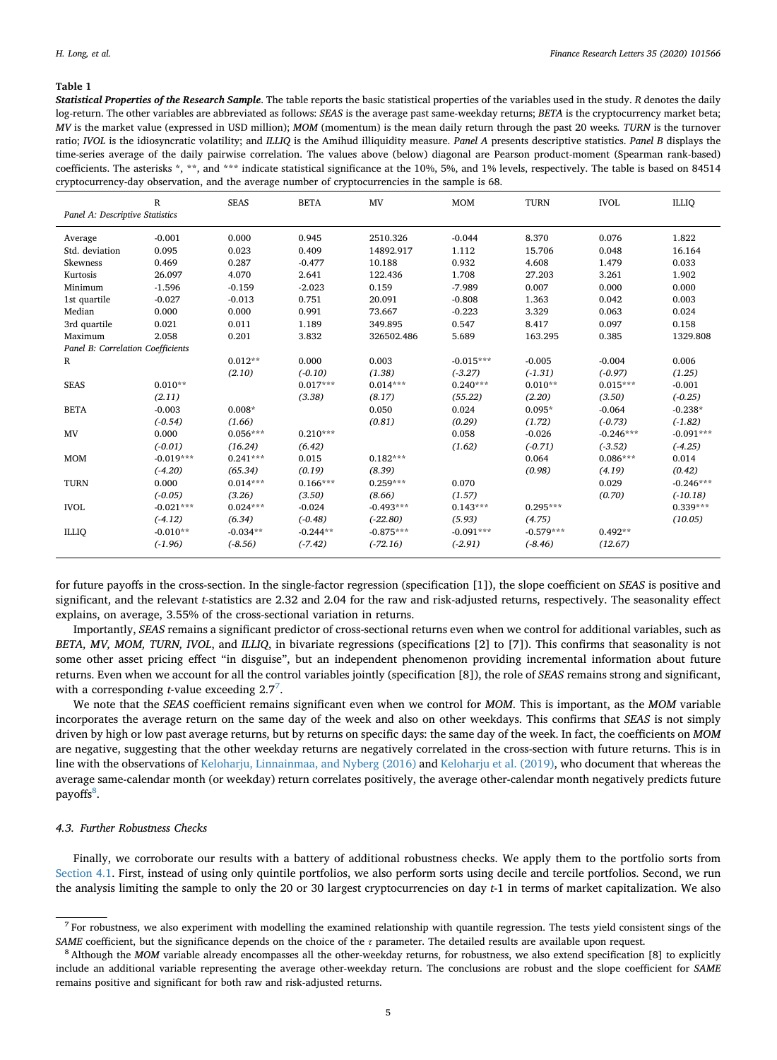**Table 1**

***Statistical Properties of the Research Sample***. The table reports the basic statistical properties of the variables used in the study. *R* denotes the daily log-return. The other variables are abbreviated as follows: *SEAS* is the average past same-weekday returns; *BETA* is the cryptocurrency market beta; *MV* is the market value (expressed in USD million); *MOM* (momentum) is the mean daily return through the past 20 weeks. *TURN* is the turnover ratio; *IVOL* is the idiosyncratic volatility; and *ILLIQ* is the Amihud illiquidity measure. *Panel A* presents descriptive statistics. *Panel B* displays the time-series average of the daily pairwise correlation. The values above (below) diagonal are Pearson product-moment (Spearman rank-based) coefficients. The asterisks *, **, and *** indicate statistical significance at the 10%, 5%, and 1% levels, respectively. The table is based on 84514 cryptocurrency-day observation, and the average number of cryptocurrencies in the sample is 68.

| | R | SEAS | BETA | MV | MOM | TURN | IVOL | ILLIQ |
|---|---|---|---|---|---|---|---|---|
| *Panel A: Descriptive Statistics* | | | | | | | | |
| Average | -0.001 | 0.000 | 0.945 | 2510.326 | -0.044 | 8.370 | 0.076 | 1.822 |
| Std. deviation | 0.095 | 0.023 | 0.409 | 14892.917 | 1.112 | 15.706 | 0.048 | 16.164 |
| Skewness | 0.469 | 0.287 | -0.477 | 10.188 | 0.932 | 4.608 | 1.479 | 0.033 |
| Kurtosis | 26.097 | 4.070 | 2.641 | 122.436 | 1.708 | 27.203 | 3.261 | 1.902 |
| Minimum | -1.596 | -0.159 | -2.023 | 0.159 | -7.989 | 0.007 | 0.000 | 0.000 |
| 1st quartile | -0.027 | -0.013 | 0.751 | 20.091 | -0.808 | 1.363 | 0.042 | 0.003 |
| Median | 0.000 | 0.000 | 0.991 | 73.667 | -0.223 | 3.329 | 0.063 | 0.024 |
| 3rd quartile | 0.021 | 0.011 | 1.189 | 349.895 | 0.547 | 8.417 | 0.097 | 0.158 |
| Maximum | 2.058 | 0.201 | 3.832 | 326502.486 | 5.689 | 163.295 | 0.385 | 1329.808 |
| *Panel B: Correlation Coefficients* | | | | | | | | |
| R | | 0.012** | 0.000 | 0.003 | -0.015*** | -0.005 | -0.004 | 0.006 |
| | | *(2.10)* | *(-0.10)* | *(1.38)* | *(-3.27)* | *(-1.31)* | *(-0.97)* | *(1.25)* |
| SEAS | 0.010** | | 0.017*** | 0.014*** | 0.240*** | 0.010** | 0.015*** | -0.001 |
| | *(2.11)* | | *(3.38)* | *(8.17)* | *(55.22)* | *(2.20)* | *(3.50)* | *(-0.25)* |
| BETA | -0.003 | 0.008* | | 0.050 | 0.024 | 0.095* | -0.064 | -0.238* |
| | *(-0.54)* | *(1.66)* | | *(0.81)* | *(0.29)* | *(1.72)* | *(-0.73)* | *(-1.82)* |
| MV | 0.000 | 0.056*** | 0.210*** | | 0.058 | -0.026 | -0.246*** | -0.091*** |
| | *(-0.01)* | *(16.24)* | *(6.42)* | | *(1.62)* | *(-0.71)* | *(-3.52)* | *(-4.25)* |
| MOM | -0.019*** | 0.241*** | 0.015 | 0.182*** | | 0.064 | 0.086*** | 0.014 |
| | *(-4.20)* | *(65.34)* | *(0.19)* | *(8.39)* | | *(0.98)* | *(4.19)* | *(0.42)* |
| TURN | 0.000 | 0.014*** | 0.166*** | 0.259*** | 0.070 | | 0.029 | -0.246*** |
| | *(-0.05)* | *(3.26)* | *(3.50)* | *(8.66)* | *(1.57)* | | *(0.70)* | *(-10.18)* |
| IVOL | -0.021*** | 0.024*** | -0.024 | -0.493*** | 0.143*** | 0.295*** | | 0.339*** |
| | *(-4.12)* | *(6.34)* | *(-0.48)* | *(-22.80)* | *(5.93)* | *(4.75)* | | *(10.05)* |
| ILLIQ | -0.010** | -0.034** | -0.244** | -0.875*** | -0.091*** | -0.579*** | 0.492** | |
| | *(-1.96)* | *(-8.56)* | *(-7.42)* | *(-72.16)* | *(-2.91)* | *(-8.46)* | *(12.67)* | |

for future payoffs in the cross-section. In the single-factor regression (specification [1]), the slope coefficient on *SEAS* is positive and significant, and the relevant *t*-statistics are 2.32 and 2.04 for the raw and risk-adjusted returns, respectively. The seasonality effect explains, on average, 3.55% of the cross-sectional variation in returns.

Importantly, *SEAS* remains a significant predictor of cross-sectional returns even when we control for additional variables, such as *BETA, MV, MOM, TURN, IVOL*, and *ILLIQ*, in bivariate regressions (specifications [2] to [7]). This confirms that seasonality is not some other asset pricing effect "in disguise", but an independent phenomenon providing incremental information about future returns. Even when we account for all the control variables jointly (specification [8]), the role of *SEAS* remains strong and significant, with a corresponding *t*-value exceeding 2.7[7].

We note that the *SEAS* coefficient remains significant even when we control for *MOM*. This is important, as the *MOM* variable incorporates the average return on the same day of the week and also on other weekdays. This confirms that *SEAS* is not simply driven by high or low past average returns, but by returns on specific days: the same day of the week. In fact, the coefficients on *MOM* are negative, suggesting that the other weekday returns are negatively correlated in the cross-section with future returns. This is in line with the observations of Keloharju, Linnainmaa, and Nyberg (2016) and Keloharju et al. (2019), who document that whereas the average same-calendar month (or weekday) return correlates positively, the average other-calendar month negatively predicts future payoffs[8].

### 4.3. Further Robustness Checks

Finally, we corroborate our results with a battery of additional robustness checks. We apply them to the portfolio sorts from Section 4.1. First, instead of using only quintile portfolios, we also perform sorts using decile and tercile portfolios. Second, we run the analysis limiting the sample to only the 20 or 30 largest cryptocurrencies on day *t*-1 in terms of market capitalization. We also

[7] For robustness, we also experiment with modelling the examined relationship with quantile regression. The tests yield consistent sings of the *SAME* coefficient, but the significance depends on the choice of the $\tau$ parameter. The detailed results are available upon request.

[8] Although the *MOM* variable already encompasses all the other-weekday returns, for robustness, we also extend specification [8] to explicitly include an additional variable representing the average other-weekday return. The conclusions are robust and the slope coefficient for *SAME* remains positive and significant for both raw and risk-adjusted returns.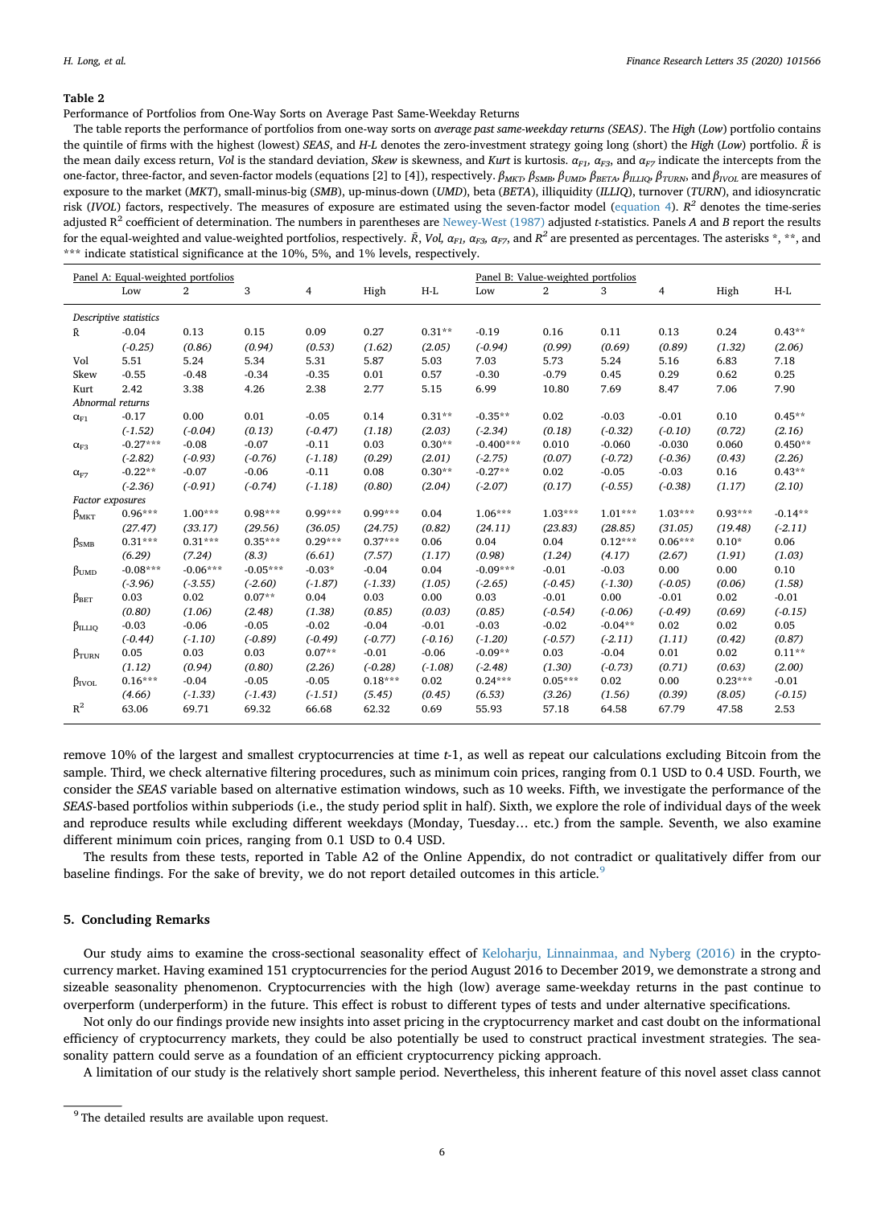**Table 2**

Performance of Portfolios from One-Way Sorts on Average Past Same-Weekday Returns

The table reports the performance of portfolios from one-way sorts on *average past same-weekday returns (SEAS)*. The *High* (*Low*) portfolio contains the quintile of firms with the highest (lowest) *SEAS*, and *H-L* denotes the zero-investment strategy going long (short) the *High* (*Low*) portfolio. $\bar{R}$ is the mean daily excess return, *Vol* is the standard deviation, *Skew* is skewness, and *Kurt* is kurtosis. $\alpha_{F1}$, $\alpha_{F3}$, and $\alpha_{F7}$ indicate the intercepts from the one-factor, three-factor, and seven-factor models (equations [2] to [4]), respectively. $\beta_{MKT}$, $\beta_{SMB}$, $\beta_{UMD}$, $\beta_{BETA}$, $\beta_{ILLIQ}$, $\beta_{TURN}$, and $\beta_{IVOL}$ are measures of exposure to the market (*MKT*), small-minus-big (*SMB*), up-minus-down (*UMD*), beta (*BETA*), illiquidity (*ILLIQ*), turnover (*TURN*), and idiosyncratic risk (*IVOL*) factors, respectively. The measures of exposure are estimated using the seven-factor model (equation 4). $R^2$ denotes the time-series adjusted $R^2$ coefficient of determination. The numbers in parentheses are Newey-West (1987) adjusted *t*-statistics. Panels *A* and *B* report the results for the equal-weighted and value-weighted portfolios, respectively. $\bar{R}$, *Vol*, $\alpha_{F1}$, $\alpha_{F3}$, $\alpha_{F7}$, and $R^2$ are presented as percentages. The asterisks *, **, and *** indicate statistical significance at the 10%, 5%, and 1% levels, respectively.

| | Panel A: Equal-weighted portfolios | | | | | | Panel B: Value-weighted portfolios | | | | | |
|---|---|---|---|---|---|---|---|---|---|---|---|---|
| | Low | 2 | 3 | 4 | High | H-L | Low | 2 | 3 | 4 | High | H-L |
| *Descriptive statistics* | | | | | | | | | | | | |
| $\bar{R}$ | -0.04 | 0.13 | 0.15 | 0.09 | 0.27 | 0.31** | -0.19 | 0.16 | 0.11 | 0.13 | 0.24 | 0.43** |
| | *(-0.25)* | *(0.86)* | *(0.94)* | *(0.53)* | *(1.62)* | *(2.05)* | *(-0.94)* | *(0.99)* | *(0.69)* | *(0.89)* | *(1.32)* | *(2.06)* |
| Vol | 5.51 | 5.24 | 5.34 | 5.31 | 5.87 | 5.03 | 7.03 | 5.73 | 5.24 | 5.16 | 6.83 | 7.18 |
| Skew | -0.55 | -0.48 | -0.34 | -0.35 | 0.01 | 0.57 | -0.30 | -0.79 | 0.45 | 0.29 | 0.62 | 0.25 |
| Kurt | 2.42 | 3.38 | 4.26 | 2.38 | 2.77 | 5.15 | 6.99 | 10.80 | 7.69 | 8.47 | 7.06 | 7.90 |
| *Abnormal returns* | | | | | | | | | | | | |
| $\alpha_{F1}$ | -0.17 | 0.00 | 0.01 | -0.05 | 0.14 | 0.31** | -0.35** | 0.02 | -0.03 | -0.01 | 0.10 | 0.45** |
| | *(-1.52)* | *(-0.04)* | *(0.13)* | *(-0.47)* | *(1.18)* | *(2.03)* | *(-2.34)* | *(0.18)* | *(-0.32)* | *(-0.10)* | *(0.72)* | *(2.16)* |
| $\alpha_{F3}$ | -0.27*** | -0.08 | -0.07 | -0.11 | 0.03 | 0.30** | -0.400*** | 0.010 | -0.060 | -0.030 | 0.060 | 0.450** |
| | *(-2.82)* | *(-0.93)* | *(-0.76)* | *(-1.18)* | *(0.29)* | *(2.01)* | *(-2.75)* | *(0.07)* | *(-0.72)* | *(-0.36)* | *(0.43)* | *(2.26)* |
| $\alpha_{F7}$ | -0.22** | -0.07 | -0.06 | -0.11 | 0.08 | 0.30** | -0.27** | 0.02 | -0.05 | -0.03 | 0.16 | 0.43** |
| | *(-2.36)* | *(-0.91)* | *(-0.74)* | *(-1.18)* | *(0.80)* | *(2.04)* | *(-2.07)* | *(0.17)* | *(-0.55)* | *(-0.38)* | *(1.17)* | *(2.10)* |
| *Factor exposures* | | | | | | | | | | | | |
| $\beta_{MKT}$ | 0.96*** | 1.00*** | 0.98*** | 0.99*** | 0.99*** | 0.04 | 1.06*** | 1.03*** | 1.01*** | 1.03*** | 0.93*** | -0.14** |
| | *(27.47)* | *(33.17)* | *(29.56)* | *(36.05)* | *(24.75)* | *(0.82)* | *(24.11)* | *(23.83)* | *(28.85)* | *(31.05)* | *(19.48)* | *(-2.11)* |
| $\beta_{SMB}$ | 0.31*** | 0.31*** | 0.35*** | 0.29*** | 0.37*** | 0.06 | 0.04 | 0.04 | 0.12*** | 0.06*** | 0.10* | 0.06 |
| | *(6.29)* | *(7.24)* | *(8.3)* | *(6.61)* | *(7.57)* | *(1.17)* | *(0.98)* | *(1.24)* | *(4.17)* | *(2.67)* | *(1.91)* | *(1.03)* |
| $\beta_{UMD}$ | -0.08*** | -0.06*** | -0.05*** | -0.03* | -0.04 | 0.04 | -0.09*** | -0.01 | -0.03 | 0.00 | 0.00 | 0.10 |
| | *(-3.96)* | *(-3.55)* | *(-2.60)* | *(-1.87)* | *(-1.33)* | *(1.05)* | *(-2.65)* | *(-0.45)* | *(-1.30)* | *(-0.05)* | *(0.06)* | *(1.58)* |
| $\beta_{BET}$ | 0.03 | 0.02 | 0.07** | 0.04 | 0.03 | 0.00 | 0.03 | -0.01 | 0.00 | -0.01 | 0.02 | -0.01 |
| | *(0.80)* | *(1.06)* | *(2.48)* | *(1.38)* | *(0.85)* | *(0.03)* | *(0.85)* | *(-0.54)* | *(-0.06)* | *(-0.49)* | *(0.69)* | *(-0.15)* |
| $\beta_{ILLIQ}$ | -0.03 | -0.06 | -0.05 | -0.02 | -0.04 | -0.01 | -0.03 | -0.02 | -0.04** | 0.02 | 0.02 | 0.05 |
| | *(-0.44)* | *(-1.10)* | *(-0.89)* | *(-0.49)* | *(-0.77)* | *(-0.16)* | *(-1.20)* | *(-0.57)* | *(-2.11)* | *(1.11)* | *(0.42)* | *(0.87)* |
| $\beta_{TURN}$ | 0.05 | 0.03 | 0.03 | 0.07** | -0.01 | -0.06 | -0.09** | 0.03 | -0.04 | 0.01 | 0.02 | 0.11** |
| | *(1.12)* | *(0.94)* | *(0.80)* | *(2.26)* | *(-0.28)* | *(-1.08)* | *(-2.48)* | *(1.30)* | *(-0.73)* | *(0.71)* | *(0.63)* | *(2.00)* |
| $\beta_{IVOL}$ | 0.16*** | -0.04 | -0.05 | -0.05 | 0.18*** | 0.02 | 0.24*** | 0.05*** | 0.02 | 0.00 | 0.23*** | -0.01 |
| | *(4.66)* | *(-1.33)* | *(-1.43)* | *(-1.51)* | *(5.45)* | *(0.45)* | *(6.53)* | *(3.26)* | *(1.56)* | *(0.39)* | *(8.05)* | *(-0.15)* |
| $R^2$ | 63.06 | 69.71 | 69.32 | 66.68 | 62.32 | 0.69 | 55.93 | 57.18 | 64.58 | 67.79 | 47.58 | 2.53 |

remove 10% of the largest and smallest cryptocurrencies at time *t*-1, as well as repeat our calculations excluding Bitcoin from the sample. Third, we check alternative filtering procedures, such as minimum coin prices, ranging from 0.1 USD to 0.4 USD. Fourth, we consider the *SEAS* variable based on alternative estimation windows, such as 10 weeks. Fifth, we investigate the performance of the *SEAS*-based portfolios within subperiods (i.e., the study period split in half). Sixth, we explore the role of individual days of the week and reproduce results while excluding different weekdays (Monday, Tuesday… etc.) from the sample. Seventh, we also examine different minimum coin prices, ranging from 0.1 USD to 0.4 USD.

The results from these tests, reported in Table A2 of the Online Appendix, do not contradict or qualitatively differ from our baseline findings. For the sake of brevity, we do not report detailed outcomes in this article.[9]

## 5. Concluding Remarks

Our study aims to examine the cross-sectional seasonality effect of Keloharju, Linnainmaa, and Nyberg (2016) in the cryptocurrency market. Having examined 151 cryptocurrencies for the period August 2016 to December 2019, we demonstrate a strong and sizeable seasonality phenomenon. Cryptocurrencies with the high (low) average same-weekday returns in the past continue to overperform (underperform) in the future. This effect is robust to different types of tests and under alternative specifications.

Not only do our findings provide new insights into asset pricing in the cryptocurrency market and cast doubt on the informational efficiency of cryptocurrency markets, they could be also potentially be used to construct practical investment strategies. The seasonality pattern could serve as a foundation of an efficient cryptocurrency picking approach.

A limitation of our study is the relatively short sample period. Nevertheless, this inherent feature of this novel asset class cannot

[9] The detailed results are available upon request.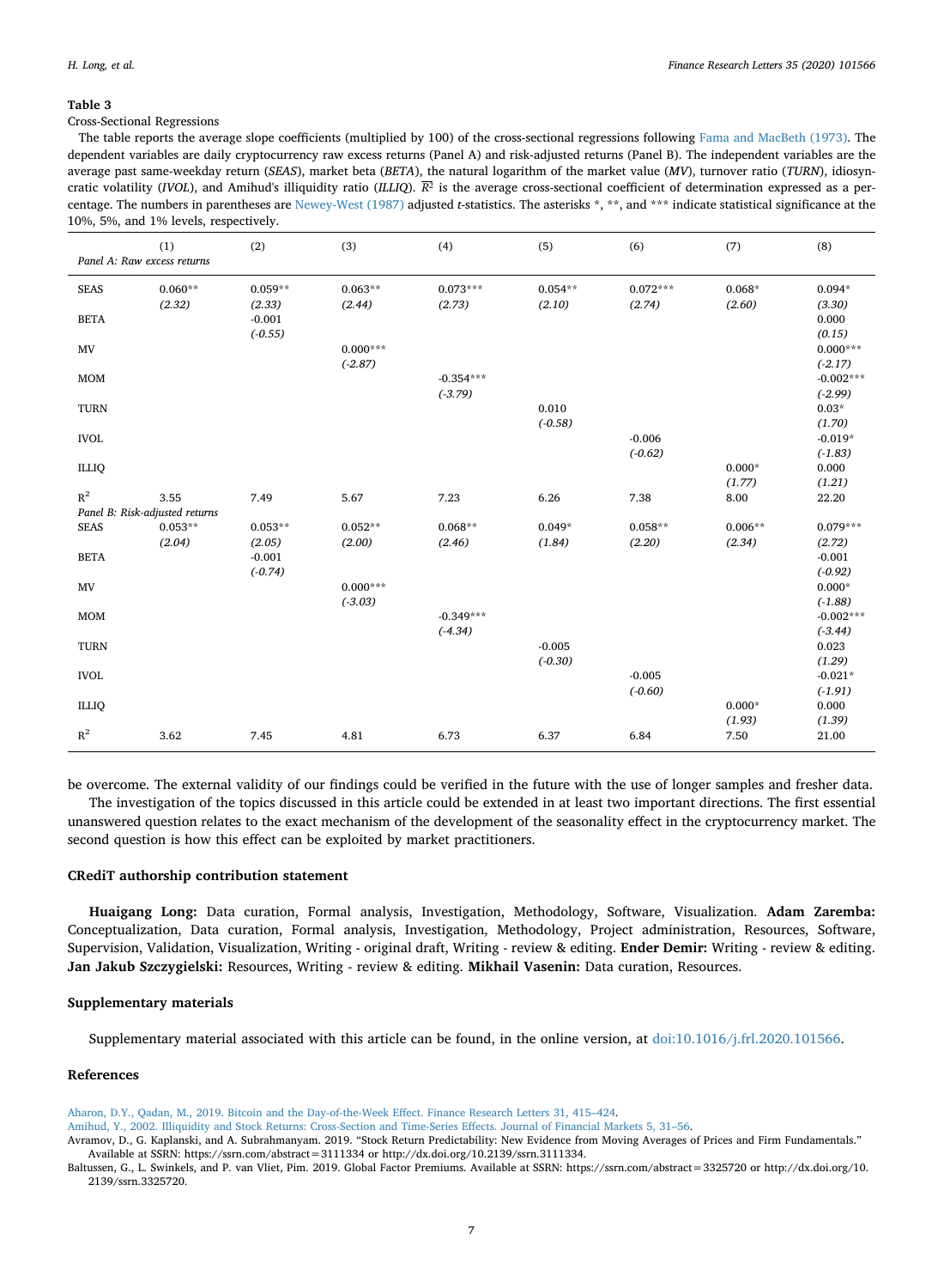**Table 3**

Cross-Sectional Regressions

The table reports the average slope coefficients (multiplied by 100) of the cross-sectional regressions following Fama and MacBeth (1973). The dependent variables are daily cryptocurrency raw excess returns (Panel A) and risk-adjusted returns (Panel B). The independent variables are the average past same-weekday return (*SEAS*), market beta (*BETA*), the natural logarithm of the market value (*MV*), turnover ratio (*TURN*), idiosyncratic volatility (*IVOL*), and Amihud's illiquidity ratio (*ILLIQ*). $\overline{R}^2$ is the average cross-sectional coefficient of determination expressed as a percentage. The numbers in parentheses are Newey-West (1987) adjusted *t*-statistics. The asterisks *, **, and *** indicate statistical significance at the 10%, 5%, and 1% levels, respectively.

| | (1) | (2) | (3) | (4) | (5) | (6) | (7) | (8) |
|---|---|---|---|---|---|---|---|---|
| *Panel A: Raw excess returns* | | | | | | | | |
| SEAS | 0.060** | 0.059** | 0.063** | 0.073*** | 0.054** | 0.072*** | 0.068* | 0.094* |
| | *(2.32)* | *(2.33)* | *(2.44)* | *(2.73)* | *(2.10)* | *(2.74)* | *(2.60)* | *(3.30)* |
| BETA | | -0.001 | | | | | | 0.000 |
| | | *(-0.55)* | | | | | | *(0.15)* |
| MV | | | 0.000*** | | | | | 0.000*** |
| | | | *(-2.87)* | | | | | *(-2.17)* |
| MOM | | | | -0.354*** | | | | -0.002*** |
| | | | | *(-3.79)* | | | | *(-2.99)* |
| TURN | | | | | 0.010 | | | 0.03* |
| | | | | | *(-0.58)* | | | *(1.70)* |
| IVOL | | | | | | -0.006 | | -0.019* |
| | | | | | | *(-0.62)* | | *(-1.83)* |
| ILLIQ | | | | | | | 0.000* | 0.000 |
| | | | | | | | *(1.77)* | *(1.21)* |
| $R^2$ | 3.55 | 7.49 | 5.67 | 7.23 | 6.26 | 7.38 | 8.00 | 22.20 |
| *Panel B: Risk-adjusted returns* | | | | | | | | |
| SEAS | 0.053** | 0.053** | 0.052** | 0.068** | 0.049* | 0.058** | 0.006** | 0.079*** |
| | *(2.04)* | *(2.05)* | *(2.00)* | *(2.46)* | *(1.84)* | *(2.20)* | *(2.34)* | *(2.72)* |
| BETA | | -0.001 | | | | | | -0.001 |
| | | *(-0.74)* | | | | | | *(-0.92)* |
| MV | | | 0.000*** | | | | | 0.000* |
| | | | *(-3.03)* | | | | | *(-1.88)* |
| MOM | | | | -0.349*** | | | | -0.002*** |
| | | | | *(-4.34)* | | | | *(-3.44)* |
| TURN | | | | | -0.005 | | | 0.023 |
| | | | | | *(-0.30)* | | | *(1.29)* |
| IVOL | | | | | | -0.005 | | -0.021* |
| | | | | | | *(-0.60)* | | *(-1.91)* |
| ILLIQ | | | | | | | 0.000* | 0.000 |
| | | | | | | | *(1.93)* | *(1.39)* |
| $R^2$ | 3.62 | 7.45 | 4.81 | 6.73 | 6.37 | 6.84 | 7.50 | 21.00 |

be overcome. The external validity of our findings could be verified in the future with the use of longer samples and fresher data.

The investigation of the topics discussed in this article could be extended in at least two important directions. The first essential unanswered question relates to the exact mechanism of the development of the seasonality effect in the cryptocurrency market. The second question is how this effect can be exploited by market practitioners.

### CRediT authorship contribution statement

**Huaigang Long:** Data curation, Formal analysis, Investigation, Methodology, Software, Visualization. **Adam Zaremba:** Conceptualization, Data curation, Formal analysis, Investigation, Methodology, Project administration, Resources, Software, Supervision, Validation, Visualization, Writing - original draft, Writing - review & editing. **Ender Demir:** Writing - review & editing. **Jan Jakub Szczygielski:** Resources, Writing - review & editing. **Mikhail Vasenin:** Data curation, Resources.

### Supplementary materials

Supplementary material associated with this article can be found, in the online version, at doi:10.1016/j.frl.2020.101566.

### References

Aharon, D.Y., Qadan, M., 2019. Bitcoin and the Day-of-the-Week Effect. Finance Research Letters 31, 415–424.

Amihud, Y., 2002. Illiquidity and Stock Returns: Cross-Section and Time-Series Effects. Journal of Financial Markets 5, 31–56.

Avramov, D., G. Kaplanski, and A. Subrahmanyam. 2019. "Stock Return Predictability: New Evidence from Moving Averages of Prices and Firm Fundamentals." Available at SSRN: https://ssrn.com/abstract=3111334 or http://dx.doi.org/10.2139/ssrn.3111334.

Baltussen, G., L. Swinkels, and P. van Vliet, Pim. 2019. Global Factor Premiums. Available at SSRN: https://ssrn.com/abstract=3325720 or http://dx.doi.org/10.2139/ssrn.3325720.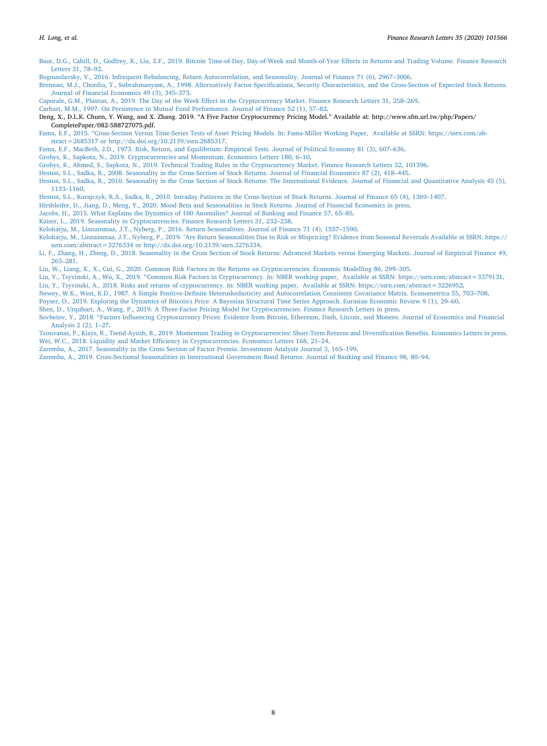Baur, D.G., Cahill, D., Godfrey, K., Liu, Z.F., 2019. Bitcoin Time-of-Day, Day-of-Week and Month-of-Year Effects in Returns and Trading Volume. Finance Research Letters 31, 78–92.

Bogousslavsky, V., 2016. Infrequent Rebalancing, Return Autocorrelation, and Seasonality. Journal of Finance 71 (6), 2967–3006.

Brennan, M.J., Chordia, T., Subrahmanyam, A., 1998. Alternatively Factor Specifications, Security Characteristics, and the Cross-Section of Expected Stock Returns. Journal of Financial Economics 49 (3), 345–373.

Caporale, G.M., Plastun, A., 2019. The Day of the Week Effect in the Cryptocurrency Market. Finance Research Letters 31, 258–269.

Carhart, M.M., 1997. On Persistence in Mutual Fund Performance. Journal of Finance 52 (1), 57–82.

Deng, X., D.L.K. Chuen, Y. Wang, and X. Zhang. 2019. "A Five Factor Cryptocurrency Pricing Model." Available at: http://www.sfm.url.tw/php/Papers/CompletePaper/082-588727075.pdf.

Fama, E.F., 2015. "Cross-Section Versus Time-Series Tests of Asset Pricing Models. In: Fama-Miller Working Paper, Available at SSRN: https://ssrn.com/abstract=2685317 or http://dx.doi.org/10.2139/ssrn.2685317.

Fama, E.F., MacBeth, J.D., 1973. Risk, Return, and Equilibrium: Empirical Tests. Journal of Political Economy 81 (3), 607–636.

Grobys, K., Sapkota, N., 2019. Cryptocurrencies and Momentum. Economics Letters 180, 6–10.

Grobys, K., Ahmed, S., Sapkota, N., 2019. Technical Trading Rules in the Cryptocurrency Market. Finance Research Letters 32, 101396.

Heston, S.L., Sadka, R., 2008. Seasonality in the Cross-Section of Stock Returns. Journal of Financial Economics 87 (2), 418–445.

Heston, S.L., Sadka, R., 2010. Seasonality in the Cross Section of Stock Returns: The International Evidence. Journal of Financial and Quantitative Analysis 45 (5), 1133–1160.

Heston, S.L., Korajczyk, R.A., Sadka, R., 2010. Intraday Patterns in the Cross-Section of Stock Returns. Journal of Finance 65 (4), 1369–1407.

Hirshleifer, D., Jiang, D., Meng, Y., 2020. Mood Beta and Seasonalities in Stock Returns. Journal of Financial Economics in press.

Jacobs, H., 2015. What Explains the Dynamics of 100 Anomalies? Journal of Banking and Finance 57, 65–85.

Kaiser, L., 2019. Seasonality in Cryptocurrencies. Finance Research Letters 31, 232–238.

Keloharju, M., Linnainmaa, J.T., Nyberg, P., 2016. Return Seasonalities. Journal of Finance 71 (4), 1557–1590.

Keloharju, M., Linnainmaa, J.T., Nyberg, P., 2019. "Are Return Seasonalities Due to Risk or Mispricing? Evidence from Seasonal Reversals Available at SSRN: https://ssrn.com/abstract=3276334 or http://dx.doi.org/10.2139/ssrn.3276334.

Li, F., Zhang, H., Zheng, D., 2018. Seasonality in the Cross Section of Stock Returns: Advanced Markets versus Emerging Markets. Journal of Empirical Finance 49, 263–281.

Liu, W., Liang, X., X., Cui, G., 2020. Common Risk Factors in the Returns on Cryptocurrencies. Economic Modelling 86, 299–305.

Liu, Y., Tsyvinski, A., Wu, X., 2019. "Common Risk Factors in Cryptocurrency. In: NBER working paper, Available at SSRN: https://ssrn.com/abstract=3379131.

Liu, Y., Tsyvinski, A., 2018. Risks and returns of cryptocurrency. In: NBER working paper, Available at SSRN: https://ssrn.com/abstract=3226952.

Newey, W.K., West, K.D., 1987. A Simple Positive-Definite Heteroskedasticity and Autocorrelation Consistent Covariance Matrix. Econometrica 55, 703–708.

Poyser, O., 2019. Exploring the Dynamics of Bitcoin's Price: A Bayesian Structural Time Series Approach. Eurasian Economic Review 9 (1), 29–60.

Shen, D., Urquhart, A., Wang, P., 2019. A Three-Factor Pricing Model for Cryptocurrencies. Finance Research Letters in press.

Sovbetov, Y., 2018. "Factors Influencing Cryptocurrency Prices: Evidence from Bitcoin, Ethereum, Dash, Litcoin, and Monero. Journal of Economics and Financial Analysis 2 (2), 1–27.

Tzouvanas, P., Kizys, R., Tsend-Ayush, B., 2019. Momentum Trading in Cryptocurrencies: Short-Term Returns and Diversification Benefits. Economics Letters in press.

Wei, W.C., 2018. Liquidity and Market Efficiency in Cryptocurrencies. Economics Letters 168, 21–24.

Zaremba, A., 2017. Seasonality in the Cross Section of Factor Premia. Investment Analysts Journal 3, 165–199.

Zaremba, A., 2019. Cross-Sectional Seasonalities in International Government Bond Returns. Journal of Banking and Finance 98, 80–94.